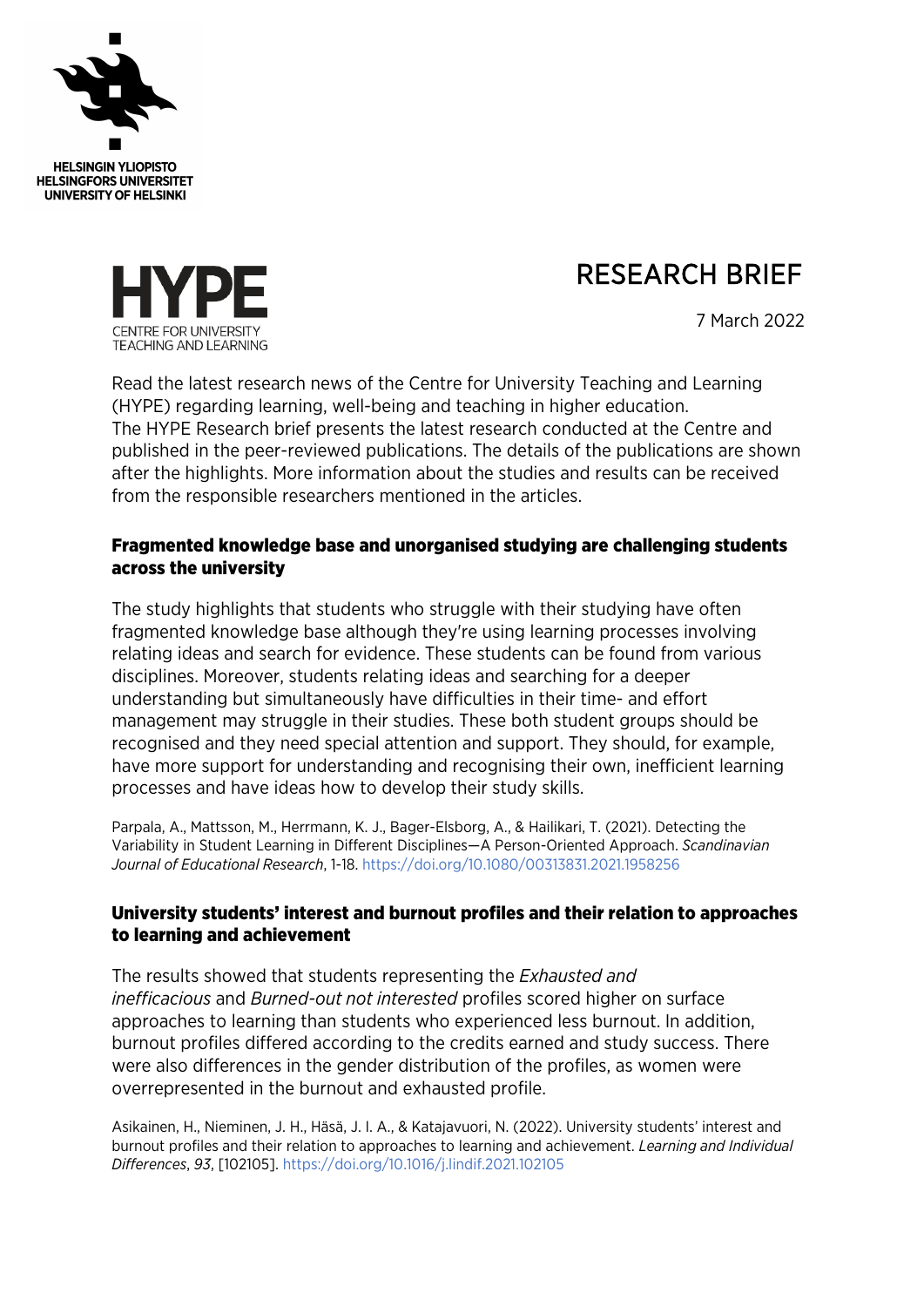HELSINGIN YLIOPISTO
HELSINGFORS UNIVERSITET
UNIVERSITY OF HELSINKI

HYPE
CENTRE FOR UNIVERSITY TEACHING AND LEARNING

# RESEARCH BRIEF

7 March 2022

Read the latest research news of the Centre for University Teaching and Learning (HYPE) regarding learning, well-being and teaching in higher education. The HYPE Research brief presents the latest research conducted at the Centre and published in the peer-reviewed publications. The details of the publications are shown after the highlights. More information about the studies and results can be received from the responsible researchers mentioned in the articles.

## Fragmented knowledge base and unorganised studying are challenging students across the university

The study highlights that students who struggle with their studying have often fragmented knowledge base although they're using learning processes involving relating ideas and search for evidence. These students can be found from various disciplines. Moreover, students relating ideas and searching for a deeper understanding but simultaneously have difficulties in their time- and effort management may struggle in their studies. These both student groups should be recognised and they need special attention and support. They should, for example, have more support for understanding and recognising their own, inefficient learning processes and have ideas how to develop their study skills.

Parpala, A., Mattsson, M., Herrmann, K. J., Bager-Elsborg, A., & Hailikari, T. (2021). Detecting the Variability in Student Learning in Different Disciplines—A Person-Oriented Approach. *Scandinavian Journal of Educational Research*, 1-18. https://doi.org/10.1080/00313831.2021.1958256

## University students' interest and burnout profiles and their relation to approaches to learning and achievement

The results showed that students representing the *Exhausted and inefficacious* and *Burned-out not interested* profiles scored higher on surface approaches to learning than students who experienced less burnout. In addition, burnout profiles differed according to the credits earned and study success. There were also differences in the gender distribution of the profiles, as women were overrepresented in the burnout and exhausted profile.

Asikainen, H., Nieminen, J. H., Häsä, J. I. A., & Katajavuori, N. (2022). University students' interest and burnout profiles and their relation to approaches to learning and achievement. *Learning and Individual Differences*, *93*, [102105]. https://doi.org/10.1016/j.lindif.2021.102105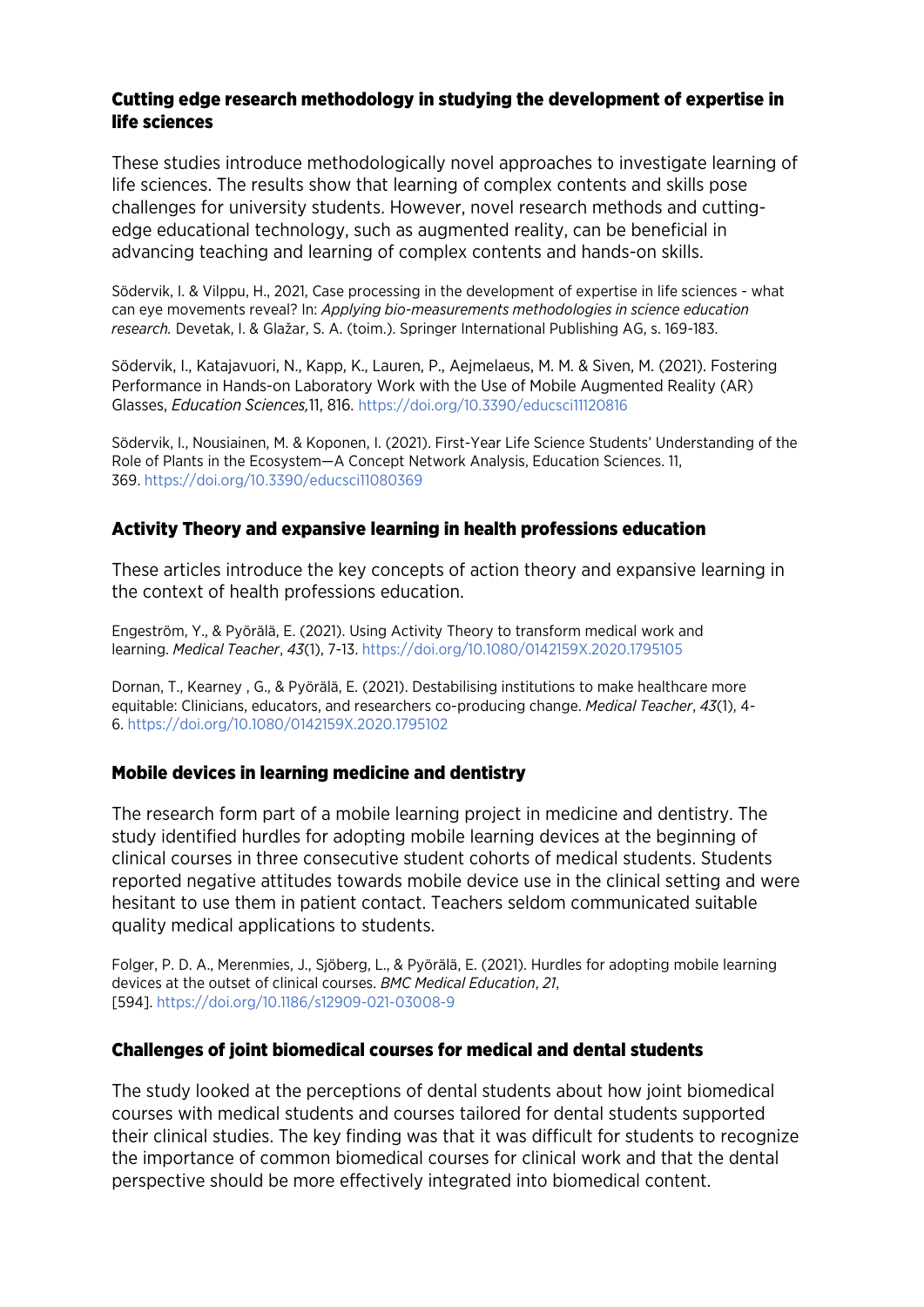## Cutting edge research methodology in studying the development of expertise in life sciences

These studies introduce methodologically novel approaches to investigate learning of life sciences. The results show that learning of complex contents and skills pose challenges for university students. However, novel research methods and cutting-edge educational technology, such as augmented reality, can be beneficial in advancing teaching and learning of complex contents and hands-on skills.

Södervik, I. & Vilppu, H., 2021, Case processing in the development of expertise in life sciences - what can eye movements reveal? In: *Applying bio-measurements methodologies in science education research.* Devetak, I. & Glažar, S. A. (toim.). Springer International Publishing AG, s. 169-183.

Södervik, I., Katajavuori, N., Kapp, K., Lauren, P., Aejmelaeus, M. M. & Siven, M. (2021). Fostering Performance in Hands-on Laboratory Work with the Use of Mobile Augmented Reality (AR) Glasses, *Education Sciences,*11, 816. https://doi.org/10.3390/educsci11120816

Södervik, I., Nousiainen, M. & Koponen, I. (2021). First-Year Life Science Students' Understanding of the Role of Plants in the Ecosystem—A Concept Network Analysis, Education Sciences. 11, 369. https://doi.org/10.3390/educsci11080369

## Activity Theory and expansive learning in health professions education

These articles introduce the key concepts of action theory and expansive learning in the context of health professions education.

Engeström, Y., & Pyörälä, E. (2021). Using Activity Theory to transform medical work and learning. *Medical Teacher*, *43*(1), 7-13. https://doi.org/10.1080/0142159X.2020.1795105

Dornan, T., Kearney , G., & Pyörälä, E. (2021). Destabilising institutions to make healthcare more equitable: Clinicians, educators, and researchers co-producing change. *Medical Teacher*, *43*(1), 4-6. https://doi.org/10.1080/0142159X.2020.1795102

## Mobile devices in learning medicine and dentistry

The research form part of a mobile learning project in medicine and dentistry. The study identified hurdles for adopting mobile learning devices at the beginning of clinical courses in three consecutive student cohorts of medical students. Students reported negative attitudes towards mobile device use in the clinical setting and were hesitant to use them in patient contact. Teachers seldom communicated suitable quality medical applications to students.

Folger, P. D. A., Merenmies, J., Sjöberg, L., & Pyörälä, E. (2021). Hurdles for adopting mobile learning devices at the outset of clinical courses. *BMC Medical Education*, *21*, [594]. https://doi.org/10.1186/s12909-021-03008-9

## Challenges of joint biomedical courses for medical and dental students

The study looked at the perceptions of dental students about how joint biomedical courses with medical students and courses tailored for dental students supported their clinical studies. The key finding was that it was difficult for students to recognize the importance of common biomedical courses for clinical work and that the dental perspective should be more effectively integrated into biomedical content.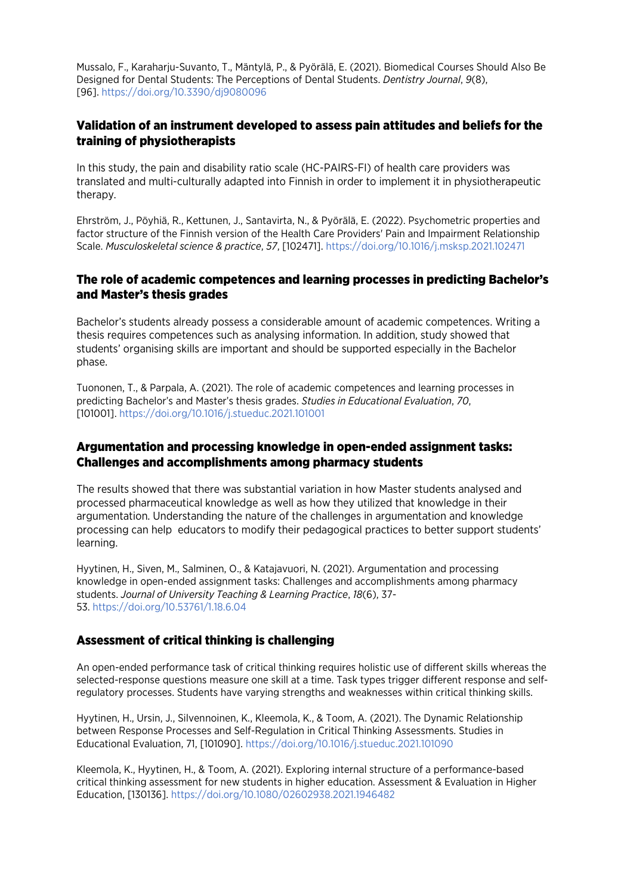Mussalo, F., Karaharju-Suvanto, T., Mäntylä, P., & Pyörälä, E. (2021). Biomedical Courses Should Also Be Designed for Dental Students: The Perceptions of Dental Students. *Dentistry Journal*, *9*(8), [96]. https://doi.org/10.3390/dj9080096

## Validation of an instrument developed to assess pain attitudes and beliefs for the training of physiotherapists

In this study, the pain and disability ratio scale (HC-PAIRS-FI) of health care providers was translated and multi-culturally adapted into Finnish in order to implement it in physiotherapeutic therapy.

Ehrström, J., Pöyhiä, R., Kettunen, J., Santavirta, N., & Pyörälä, E. (2022). Psychometric properties and factor structure of the Finnish version of the Health Care Providers' Pain and Impairment Relationship Scale. *Musculoskeletal science & practice*, *57*, [102471]. https://doi.org/10.1016/j.msksp.2021.102471

## The role of academic competences and learning processes in predicting Bachelor's and Master's thesis grades

Bachelor's students already possess a considerable amount of academic competences. Writing a thesis requires competences such as analysing information. In addition, study showed that students' organising skills are important and should be supported especially in the Bachelor phase.

Tuononen, T., & Parpala, A. (2021). The role of academic competences and learning processes in predicting Bachelor's and Master's thesis grades. *Studies in Educational Evaluation*, *70*, [101001]. https://doi.org/10.1016/j.stueduc.2021.101001

## Argumentation and processing knowledge in open-ended assignment tasks: Challenges and accomplishments among pharmacy students

The results showed that there was substantial variation in how Master students analysed and processed pharmaceutical knowledge as well as how they utilized that knowledge in their argumentation. Understanding the nature of the challenges in argumentation and knowledge processing can help educators to modify their pedagogical practices to better support students' learning.

Hyytinen, H., Siven, M., Salminen, O., & Katajavuori, N. (2021). Argumentation and processing knowledge in open-ended assignment tasks: Challenges and accomplishments among pharmacy students. *Journal of University Teaching & Learning Practice*, *18*(6), 37-53. https://doi.org/10.53761/1.18.6.04

## Assessment of critical thinking is challenging

An open-ended performance task of critical thinking requires holistic use of different skills whereas the selected-response questions measure one skill at a time. Task types trigger different response and self-regulatory processes. Students have varying strengths and weaknesses within critical thinking skills.

Hyytinen, H., Ursin, J., Silvennoinen, K., Kleemola, K., & Toom, A. (2021). The Dynamic Relationship between Response Processes and Self-Regulation in Critical Thinking Assessments. Studies in Educational Evaluation, 71, [101090]. https://doi.org/10.1016/j.stueduc.2021.101090

Kleemola, K., Hyytinen, H., & Toom, A. (2021). Exploring internal structure of a performance-based critical thinking assessment for new students in higher education. Assessment & Evaluation in Higher Education, [130136]. https://doi.org/10.1080/02602938.2021.1946482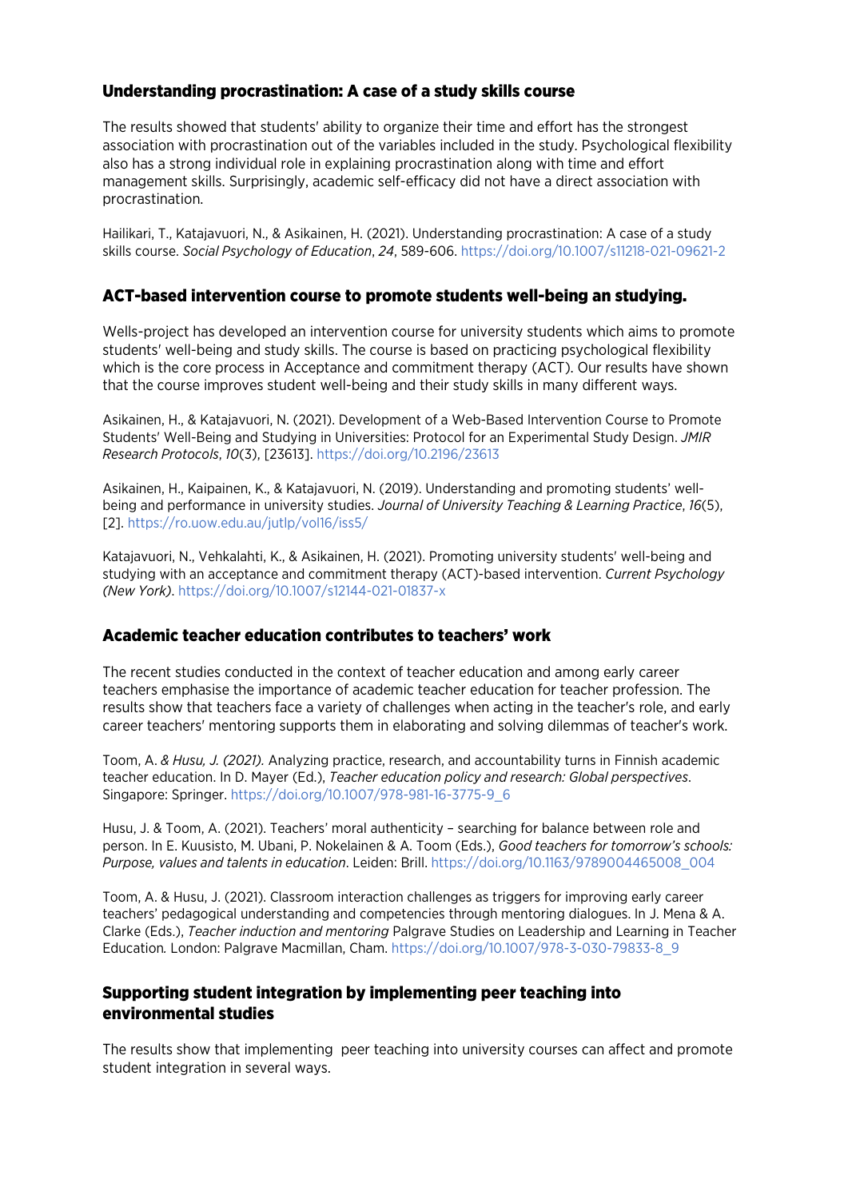## Understanding procrastination: A case of a study skills course

The results showed that students' ability to organize their time and effort has the strongest association with procrastination out of the variables included in the study. Psychological flexibility also has a strong individual role in explaining procrastination along with time and effort management skills. Surprisingly, academic self-efficacy did not have a direct association with procrastination.

Hailikari, T., Katajavuori, N., & Asikainen, H. (2021). Understanding procrastination: A case of a study skills course. *Social Psychology of Education*, *24*, 589-606. https://doi.org/10.1007/s11218-021-09621-2

## ACT-based intervention course to promote students well-being an studying.

Wells-project has developed an intervention course for university students which aims to promote students' well-being and study skills. The course is based on practicing psychological flexibility which is the core process in Acceptance and commitment therapy (ACT). Our results have shown that the course improves student well-being and their study skills in many different ways.

Asikainen, H., & Katajavuori, N. (2021). Development of a Web-Based Intervention Course to Promote Students' Well-Being and Studying in Universities: Protocol for an Experimental Study Design. *JMIR Research Protocols*, *10*(3), [23613]. https://doi.org/10.2196/23613

Asikainen, H., Kaipainen, K., & Katajavuori, N. (2019). Understanding and promoting students' well-being and performance in university studies. *Journal of University Teaching & Learning Practice*, *16*(5), [2]. https://ro.uow.edu.au/jutlp/vol16/iss5/

Katajavuori, N., Vehkalahti, K., & Asikainen, H. (2021). Promoting university students' well-being and studying with an acceptance and commitment therapy (ACT)-based intervention. *Current Psychology (New York)*. https://doi.org/10.1007/s12144-021-01837-x

## Academic teacher education contributes to teachers' work

The recent studies conducted in the context of teacher education and among early career teachers emphasise the importance of academic teacher education for teacher profession. The results show that teachers face a variety of challenges when acting in the teacher's role, and early career teachers' mentoring supports them in elaborating and solving dilemmas of teacher's work.

Toom, A. *& Husu, J. (2021).* Analyzing practice, research, and accountability turns in Finnish academic teacher education. In D. Mayer (Ed.), *Teacher education policy and research: Global perspectives*. Singapore: Springer. https://doi.org/10.1007/978-981-16-3775-9_6

Husu, J. & Toom, A. (2021). Teachers' moral authenticity – searching for balance between role and person. In E. Kuusisto, M. Ubani, P. Nokelainen & A. Toom (Eds.), *Good teachers for tomorrow's schools: Purpose, values and talents in education*. Leiden: Brill. https://doi.org/10.1163/9789004465008_004

Toom, A. & Husu, J. (2021). Classroom interaction challenges as triggers for improving early career teachers' pedagogical understanding and competencies through mentoring dialogues. In J. Mena & A. Clarke (Eds.), *Teacher induction and mentoring* Palgrave Studies on Leadership and Learning in Teacher Education*.* London: Palgrave Macmillan, Cham. https://doi.org/10.1007/978-3-030-79833-8_9

## Supporting student integration by implementing peer teaching into environmental studies

The results show that implementing peer teaching into university courses can affect and promote student integration in several ways.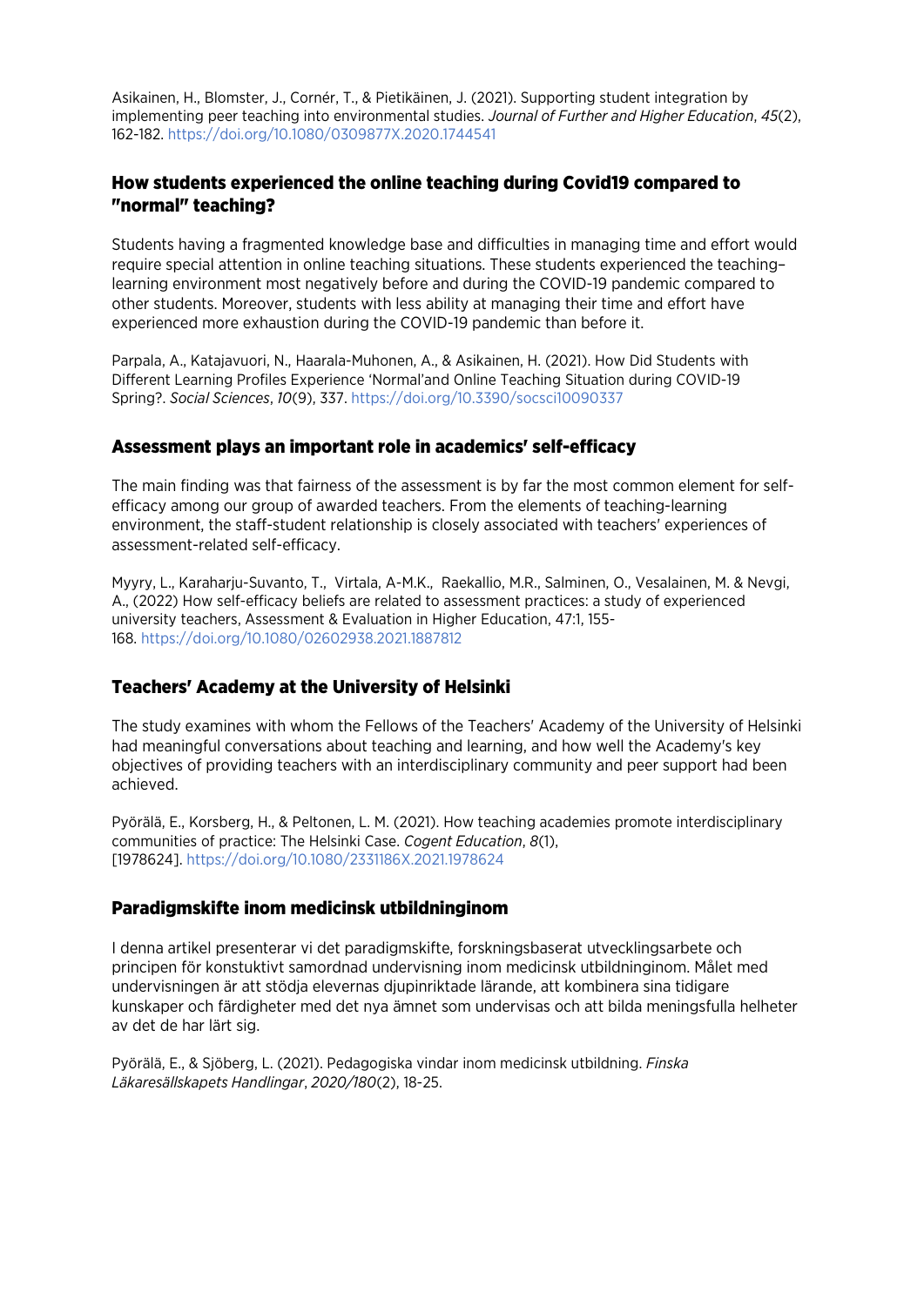Asikainen, H., Blomster, J., Cornér, T., & Pietikäinen, J. (2021). Supporting student integration by implementing peer teaching into environmental studies. *Journal of Further and Higher Education*, *45*(2), 162-182. https://doi.org/10.1080/0309877X.2020.1744541

## How students experienced the online teaching during Covid19 compared to "normal" teaching?

Students having a fragmented knowledge base and difficulties in managing time and effort would require special attention in online teaching situations. These students experienced the teaching–learning environment most negatively before and during the COVID-19 pandemic compared to other students. Moreover, students with less ability at managing their time and effort have experienced more exhaustion during the COVID-19 pandemic than before it.

Parpala, A., Katajavuori, N., Haarala-Muhonen, A., & Asikainen, H. (2021). How Did Students with Different Learning Profiles Experience 'Normal'and Online Teaching Situation during COVID-19 Spring?. *Social Sciences*, *10*(9), 337. https://doi.org/10.3390/socsci10090337

## Assessment plays an important role in academics' self-efficacy

The main finding was that fairness of the assessment is by far the most common element for self-efficacy among our group of awarded teachers. From the elements of teaching-learning environment, the staff-student relationship is closely associated with teachers' experiences of assessment-related self-efficacy.

Myyry, L., Karaharju-Suvanto, T., Virtala, A-M.K., Raekallio, M.R., Salminen, O., Vesalainen, M. & Nevgi, A., (2022) How self-efficacy beliefs are related to assessment practices: a study of experienced university teachers, Assessment & Evaluation in Higher Education, 47:1, 155-168. https://doi.org/10.1080/02602938.2021.1887812

## Teachers' Academy at the University of Helsinki

The study examines with whom the Fellows of the Teachers' Academy of the University of Helsinki had meaningful conversations about teaching and learning, and how well the Academy's key objectives of providing teachers with an interdisciplinary community and peer support had been achieved.

Pyörälä, E., Korsberg, H., & Peltonen, L. M. (2021). How teaching academies promote interdisciplinary communities of practice: The Helsinki Case. *Cogent Education*, *8*(1), [1978624]. https://doi.org/10.1080/2331186X.2021.1978624

## Paradigmskifte inom medicinsk utbildninginom

I denna artikel presenterar vi det paradigmskifte, forskningsbaserat utvecklingsarbete och principen för konstuktivt samordnad undervisning inom medicinsk utbildninginom. Målet med undervisningen är att stödja elevernas djupinriktade lärande, att kombinera sina tidigare kunskaper och färdigheter med det nya ämnet som undervisas och att bilda meningsfulla helheter av det de har lärt sig.

Pyörälä, E., & Sjöberg, L. (2021). Pedagogiska vindar inom medicinsk utbildning. *Finska Läkaresällskapets Handlingar*, *2020/180*(2), 18-25.